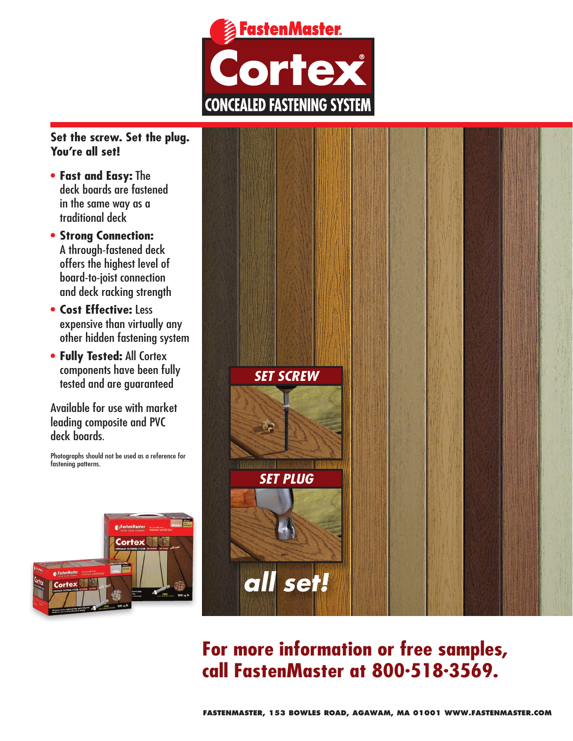# FastenMaster

# Cortex®

## CONCEALED FASTENING SYSTEM

**Set the screw. Set the plug. You're all set!**

- **Fast and Easy:** The deck boards are fastened in the same way as a traditional deck
- **Strong Connection:** A through-fastened deck offers the highest level of board-to-joist connection and deck racking strength
- **Cost Effective:** Less expensive than virtually any other hidden fastening system
- **Fully Tested:** All Cortex components have been fully tested and are guaranteed

Available for use with market leading composite and PVC deck boards.

Photographs should not be used as a reference for fastening patterns.

***SET SCREW***

***SET PLUG***

***all set!***

## For more information or free samples, call FastenMaster at 800•518•3569.

**FASTENMASTER, 153 BOWLES ROAD, AGAWAM, MA 01001 WWW.FASTENMASTER.COM**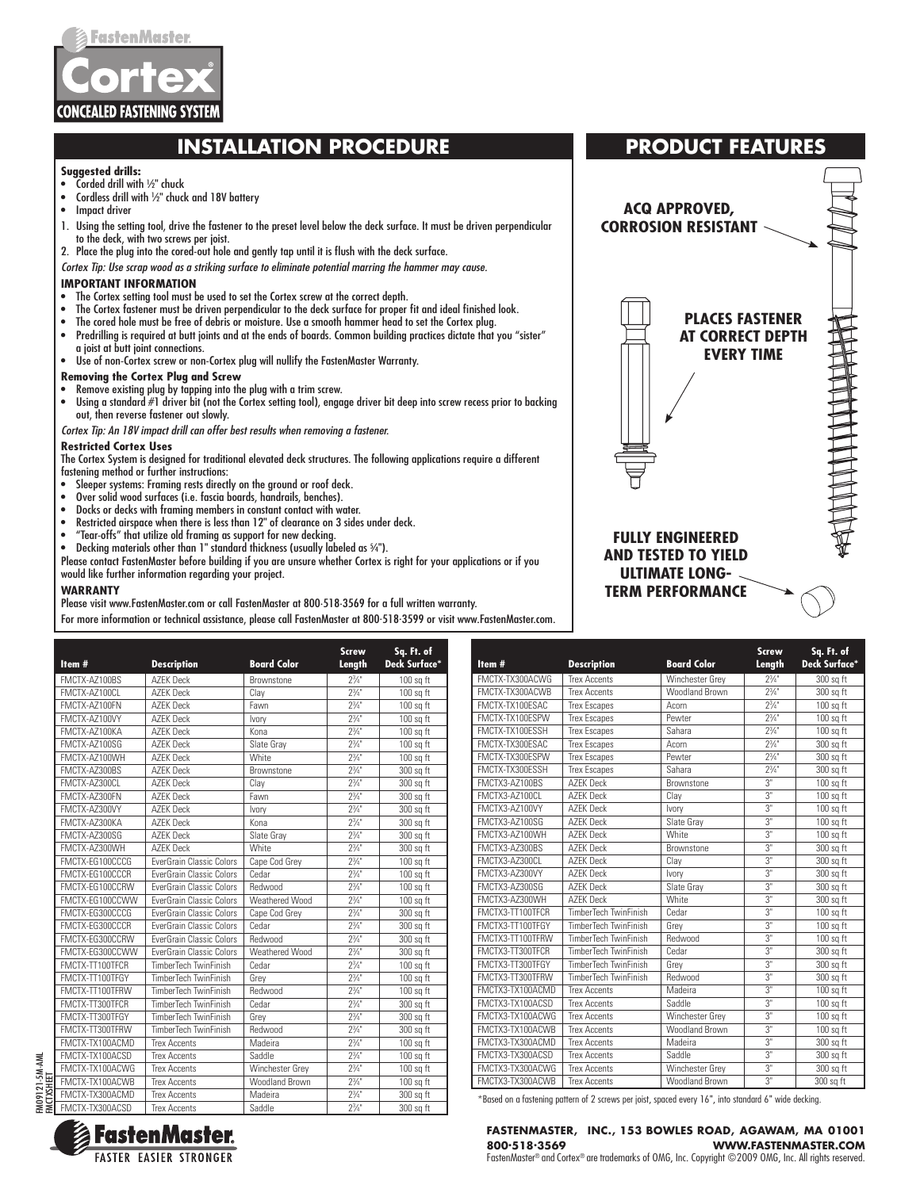FastenMaster

# Cortex

CONCEALED FASTENING SYSTEM

## INSTALLATION PROCEDURE

**Suggested drills:**

- Corded drill with ½" chuck
- Cordless drill with ½" chuck and 18V battery
- Impact driver

1. Using the setting tool, drive the fastener to the preset level below the deck surface. It must be driven perpendicular to the deck, with two screws per joist.
2. Place the plug into the cored-out hole and gently tap until it is flush with the deck surface.

*Cortex Tip: Use scrap wood as a striking surface to eliminate potential marring the hammer may cause.*

### IMPORTANT INFORMATION

- The Cortex setting tool must be used to set the Cortex screw at the correct depth.
- The Cortex fastener must be driven perpendicular to the deck surface for proper fit and ideal finished look.
- The cored hole must be free of debris or moisture. Use a smooth hammer head to set the Cortex plug.
- Predrilling is required at butt joints and at the ends of boards. Common building practices dictate that you "sister" a joist at butt joint connections.
- Use of non-Cortex screw or non-Cortex plug will nullify the FastenMaster Warranty.

### Removing the Cortex Plug and Screw

- Remove existing plug by tapping into the plug with a trim screw.
- Using a standard #1 driver bit (not the Cortex setting tool), engage driver bit deep into screw recess prior to backing out, then reverse fastener out slowly.

*Cortex Tip: An 18V impact drill can offer best results when removing a fastener.*

### Restricted Cortex Uses

The Cortex System is designed for traditional elevated deck structures. The following applications require a different fastening method or further instructions:

- Sleeper systems: Framing rests directly on the ground or roof deck.
- Over solid wood surfaces (i.e. fascia boards, handrails, benches).
- Docks or decks with framing members in constant contact with water.
- Restricted airspace when there is less than 12" of clearance on 3 sides under deck.
- "Tear-offs" that utilize old framing as support for new decking.
- Decking materials other than 1" standard thickness (usually labeled as ⁵⁄₄").

Please contact FastenMaster before building if you are unsure whether Cortex is right for your applications or if you would like further information regarding your project.

### WARRANTY

Please visit www.FastenMaster.com or call FastenMaster at 800-518-3569 for a full written warranty.

For more information or technical assistance, please call FastenMaster at 800-518-3599 or visit www.FastenMaster.com.

## PRODUCT FEATURES

ACQ APPROVED, CORROSION RESISTANT

PLACES FASTENER AT CORRECT DEPTH EVERY TIME

FULLY ENGINEERED AND TESTED TO YIELD ULTIMATE LONG-TERM PERFORMANCE

| Item # | Description | Board Color | Screw Length | Sq. Ft. of Deck Surface* |
|---|---|---|---|---|
| FMCTX-AZ100BS | AZEK Deck | Brownstone | 2¾" | 100 sq ft |
| FMCTX-AZ100CL | AZEK Deck | Clay | 2¾" | 100 sq ft |
| FMCTX-AZ100FN | AZEK Deck | Fawn | 2¾" | 100 sq ft |
| FMCTX-AZ100VY | AZEK Deck | Ivory | 2¾" | 100 sq ft |
| FMCTX-AZ100KA | AZEK Deck | Kona | 2¾" | 100 sq ft |
| FMCTX-AZ100SG | AZEK Deck | Slate Gray | 2¾" | 100 sq ft |
| FMCTX-AZ100WH | AZEK Deck | White | 2¾" | 100 sq ft |
| FMCTX-AZ300BS | AZEK Deck | Brownstone | 2¾" | 300 sq ft |
| FMCTX-AZ300CL | AZEK Deck | Clay | 2¾" | 300 sq ft |
| FMCTX-AZ300FN | AZEK Deck | Fawn | 2¾" | 300 sq ft |
| FMCTX-AZ300VY | AZEK Deck | Ivory | 2¾" | 300 sq ft |
| FMCTX-AZ300KA | AZEK Deck | Kona | 2¾" | 300 sq ft |
| FMCTX-AZ300SG | AZEK Deck | Slate Gray | 2¾" | 300 sq ft |
| FMCTX-AZ300WH | AZEK Deck | White | 2¾" | 300 sq ft |
| FMCTX-EG100CCCG | EverGrain Classic Colors | Cape Cod Grey | 2¾" | 100 sq ft |
| FMCTX-EG100CCCR | EverGrain Classic Colors | Cedar | 2¾" | 100 sq ft |
| FMCTX-EG100CCRW | EverGrain Classic Colors | Redwood | 2¾" | 100 sq ft |
| FMCTX-EG100CCWW | EverGrain Classic Colors | Weathered Wood | 2¾" | 100 sq ft |
| FMCTX-EG300CCCG | EverGrain Classic Colors | Cape Cod Grey | 2¾" | 300 sq ft |
| FMCTX-EG300CCCR | EverGrain Classic Colors | Cedar | 2¾" | 300 sq ft |
| FMCTX-EG300CCRW | EverGrain Classic Colors | Redwood | 2¾" | 300 sq ft |
| FMCTX-EG300CCWW | EverGrain Classic Colors | Weathered Wood | 2¾" | 300 sq ft |
| FMCTX-TT100TFCR | TimberTech TwinFinish | Cedar | 2¾" | 100 sq ft |
| FMCTX-TT100TFGY | TimberTech TwinFinish | Grey | 2¾" | 100 sq ft |
| FMCTX-TT100TFRW | TimberTech TwinFinish | Redwood | 2¾" | 100 sq ft |
| FMCTX-TT300TFCR | TimberTech TwinFinish | Cedar | 2¾" | 300 sq ft |
| FMCTX-TT300TFGY | TimberTech TwinFinish | Grey | 2¾" | 300 sq ft |
| FMCTX-TT300TFRW | TimberTech TwinFinish | Redwood | 2¾" | 300 sq ft |
| FMCTX-TX100ACMD | Trex Accents | Madeira | 2¾" | 100 sq ft |
| FMCTX-TX100ACSD | Trex Accents | Saddle | 2¾" | 100 sq ft |
| FMCTX-TX100ACWG | Trex Accents | Winchester Grey | 2¾" | 100 sq ft |
| FMCTX-TX100ACWB | Trex Accents | Woodland Brown | 2¾" | 100 sq ft |
| FMCTX-TX300ACMD | Trex Accents | Madeira | 2¾" | 300 sq ft |
| FMCTX-TX300ACSD | Trex Accents | Saddle | 2¾" | 300 sq ft |
| FMCTX-TX300ACWG | Trex Accents | Winchester Grey | 2¾" | 300 sq ft |
| FMCTX-TX300ACWB | Trex Accents | Woodland Brown | 2¾" | 300 sq ft |
| FMCTX-TX100ESAC | Trex Escapes | Acorn | 2¾" | 100 sq ft |
| FMCTX-TX100ESPW | Trex Escapes | Pewter | 2¾" | 100 sq ft |
| FMCTX-TX100ESSH | Trex Escapes | Sahara | 2¾" | 100 sq ft |
| FMCTX-TX300ESAC | Trex Escapes | Acorn | 2¾" | 300 sq ft |
| FMCTX-TX300ESPW | Trex Escapes | Pewter | 2¾" | 300 sq ft |
| FMCTX-TX300ESSH | Trex Escapes | Sahara | 2¾" | 300 sq ft |
| FMCTX3-AZ100BS | AZEK Deck | Brownstone | 3" | 100 sq ft |
| FMCTX3-AZ100CL | AZEK Deck | Clay | 3" | 100 sq ft |
| FMCTX3-AZ100VY | AZEK Deck | Ivory | 3" | 100 sq ft |
| FMCTX3-AZ100SG | AZEK Deck | Slate Gray | 3" | 100 sq ft |
| FMCTX3-AZ100WH | AZEK Deck | White | 3" | 100 sq ft |
| FMCTX3-AZ300BS | AZEK Deck | Brownstone | 3" | 300 sq ft |
| FMCTX3-AZ300CL | AZEK Deck | Clay | 3" | 300 sq ft |
| FMCTX3-AZ300VY | AZEK Deck | Ivory | 3" | 300 sq ft |
| FMCTX3-AZ300SG | AZEK Deck | Slate Gray | 3" | 300 sq ft |
| FMCTX3-AZ300WH | AZEK Deck | White | 3" | 300 sq ft |
| FMCTX3-TT100TFCR | TimberTech TwinFinish | Cedar | 3" | 100 sq ft |
| FMCTX3-TT100TFGY | TimberTech TwinFinish | Grey | 3" | 100 sq ft |
| FMCTX3-TT100TFRW | TimberTech TwinFinish | Redwood | 3" | 100 sq ft |
| FMCTX3-TT300TFCR | TimberTech TwinFinish | Cedar | 3" | 300 sq ft |
| FMCTX3-TT300TFGY | TimberTech TwinFinish | Grey | 3" | 300 sq ft |
| FMCTX3-TT300TFRW | TimberTech TwinFinish | Redwood | 3" | 300 sq ft |
| FMCTX3-TX100ACMD | Trex Accents | Madeira | 3" | 100 sq ft |
| FMCTX3-TX100ACSD | Trex Accents | Saddle | 3" | 100 sq ft |
| FMCTX3-TX100ACWG | Trex Accents | Winchester Grey | 3" | 100 sq ft |
| FMCTX3-TX100ACWB | Trex Accents | Woodland Brown | 3" | 100 sq ft |
| FMCTX3-TX300ACMD | Trex Accents | Madeira | 3" | 300 sq ft |
| FMCTX3-TX300ACSD | Trex Accents | Saddle | 3" | 300 sq ft |
| FMCTX3-TX300ACWG | Trex Accents | Winchester Grey | 3" | 300 sq ft |
| FMCTX3-TX300ACWB | Trex Accents | Woodland Brown | 3" | 300 sq ft |

*Based on a fastening pattern of 2 screws per joist, spaced every 16", into standard 6" wide decking.

FM091215M-AML FMCTXSHEET

FastenMaster — FASTER EASIER STRONGER

**FASTENMASTER, INC., 153 BOWLES ROAD, AGAWAM, MA 01001**
**800-518-3569 WWW.FASTENMASTER.COM**

FastenMaster® and Cortex® are trademarks of OMG, Inc. Copyright ©2009 OMG, Inc. All rights reserved.